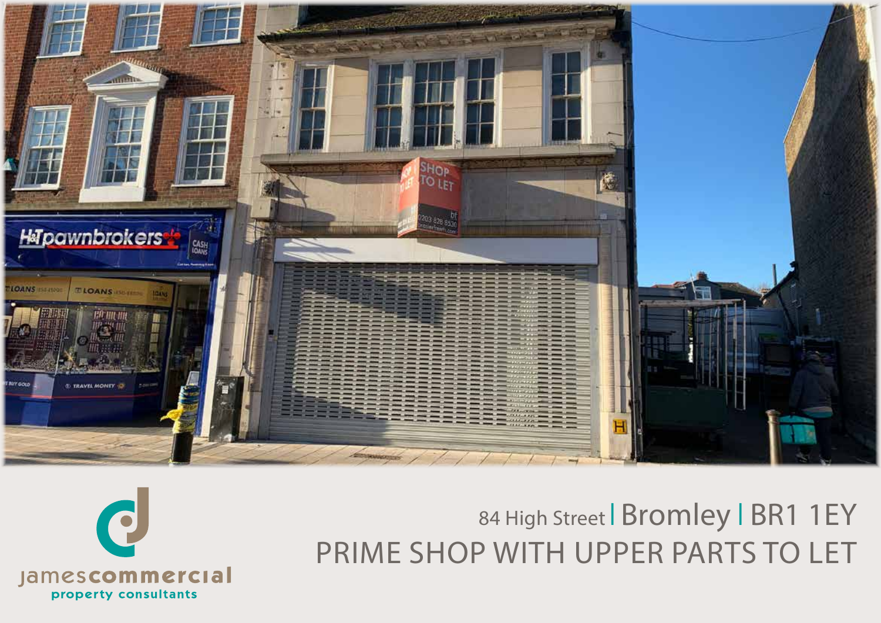84 High Street | Bromley | BR1 1EY

# PRIME SHOP WITH UPPER PARTS TO LET

jamescommercial
property consultants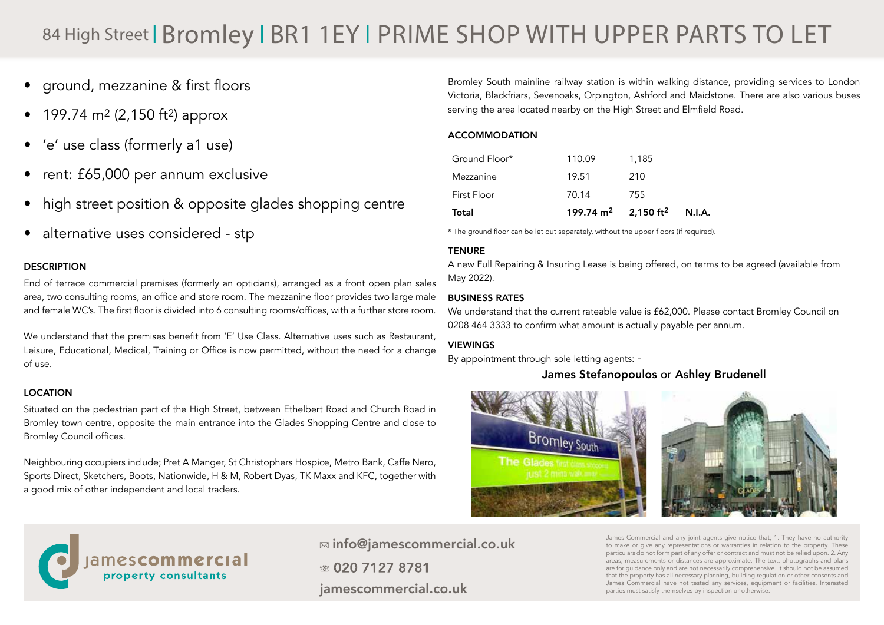# 84 High Street | Bromley | BR1 1EY | PRIME SHOP WITH UPPER PARTS TO LET

- ground, mezzanine & first floors
- 199.74 m$^2$ (2,150 ft$^2$) approx
- 'e' use class (formerly a1 use)
- rent: £65,000 per annum exclusive
- high street position & opposite glades shopping centre
- alternative uses considered - stp

### DESCRIPTION

End of terrace commercial premises (formerly an opticians), arranged as a front open plan sales area, two consulting rooms, an office and store room. The mezzanine floor provides two large male and female WC's. The first floor is divided into 6 consulting rooms/offices, with a further store room.

We understand that the premises benefit from 'E' Use Class. Alternative uses such as Restaurant, Leisure, Educational, Medical, Training or Office is now permitted, without the need for a change of use.

### LOCATION

Situated on the pedestrian part of the High Street, between Ethelbert Road and Church Road in Bromley town centre, opposite the main entrance into the Glades Shopping Centre and close to Bromley Council offices.

Neighbouring occupiers include; Pret A Manger, St Christophers Hospice, Metro Bank, Caffe Nero, Sports Direct, Sketchers, Boots, Nationwide, H & M, Robert Dyas, TK Maxx and KFC, together with a good mix of other independent and local traders.

Bromley South mainline railway station is within walking distance, providing services to London Victoria, Blackfriars, Sevenoaks, Orpington, Ashford and Maidstone. There are also various buses serving the area located nearby on the High Street and Elmfield Road.

### ACCOMMODATION

| | | | |
|---|---|---|---|
| Ground Floor* | 110.09 | 1,185 | |
| Mezzanine | 19.51 | 210 | |
| First Floor | 70.14 | 755 | |
| **Total** | **199.74 m$^2$** | **2,150 ft$^2$** | **N.I.A.** |

**\*** The ground floor can be let out separately, without the upper floors (if required).

### TENURE

A new Full Repairing & Insuring Lease is being offered, on terms to be agreed (available from May 2022).

### BUSINESS RATES

We understand that the current rateable value is £62,000. Please contact Bromley Council on 0208 464 3333 to confirm what amount is actually payable per annum.

### VIEWINGS

By appointment through sole letting agents: -

**James Stefanopoulos** or **Ashley Brudenell**

jamescommercial property consultants

info@jamescommercial.co.uk

020 7127 8781

jamescommercial.co.uk

James Commercial and any joint agents give notice that; 1. They have no authority to make or give any representations or warranties in relation to the property. These particulars do not form part of any offer or contract and must not be relied upon. 2. Any areas, measurements or distances are approximate. The text, photographs and plans are for guidance only and are not necessarily comprehensive. It should not be assumed that the property has all necessary planning, building regulation or other consents and James Commercial have not tested any services, equipment or facilities. Interested parties must satisfy themselves by inspection or otherwise.